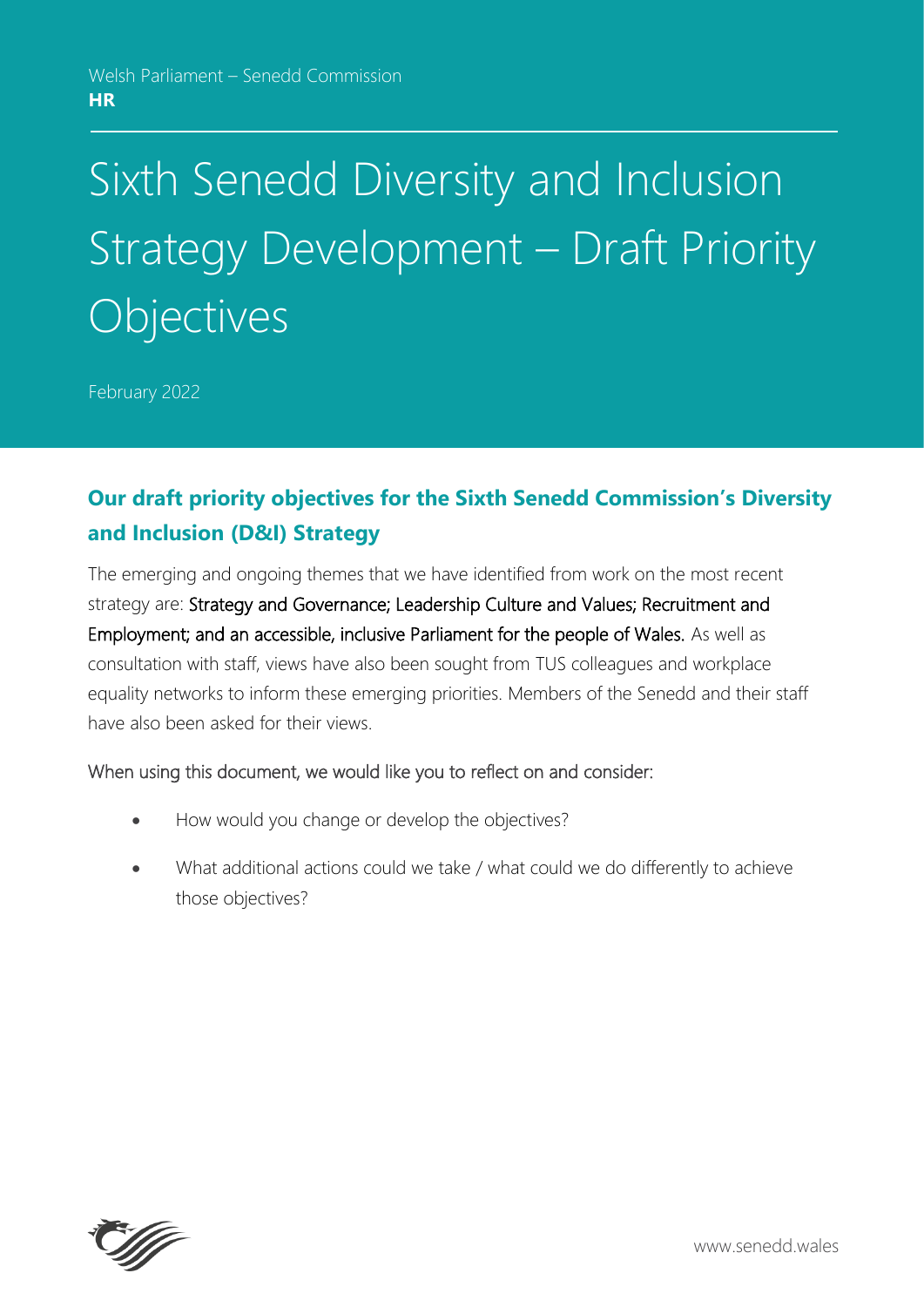Welsh Parliament – Senedd Commission
**HR**

# Sixth Senedd Diversity and Inclusion Strategy Development – Draft Priority Objectives

February 2022

## Our draft priority objectives for the Sixth Senedd Commission's Diversity and Inclusion (D&I) Strategy

The emerging and ongoing themes that we have identified from work on the most recent strategy are: Strategy and Governance; Leadership Culture and Values; Recruitment and Employment; and an accessible, inclusive Parliament for the people of Wales. As well as consultation with staff, views have also been sought from TUS colleagues and workplace equality networks to inform these emerging priorities. Members of the Senedd and their staff have also been asked for their views.

When using this document, we would like you to reflect on and consider:

- How would you change or develop the objectives?
- What additional actions could we take / what could we do differently to achieve those objectives?

www.senedd.wales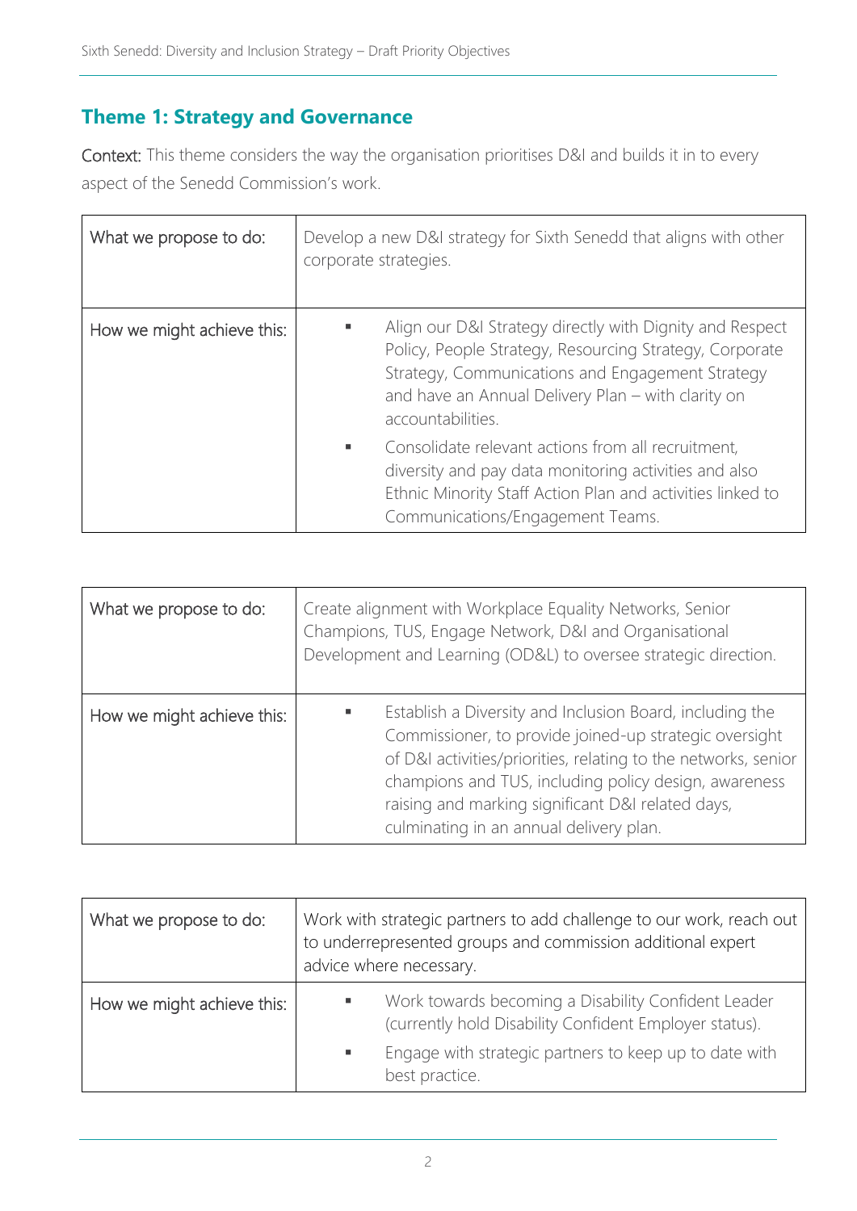## Theme 1: Strategy and Governance

**Context:** This theme considers the way the organisation prioritises D&I and builds it in to every aspect of the Senedd Commission's work.

| What we propose to do: | Develop a new D&I strategy for Sixth Senedd that aligns with other corporate strategies. |
|---|---|
| How we might achieve this: | ▪ Align our D&I Strategy directly with Dignity and Respect Policy, People Strategy, Resourcing Strategy, Corporate Strategy, Communications and Engagement Strategy and have an Annual Delivery Plan – with clarity on accountabilities.<br>▪ Consolidate relevant actions from all recruitment, diversity and pay data monitoring activities and also Ethnic Minority Staff Action Plan and activities linked to Communications/Engagement Teams. |

| What we propose to do: | Create alignment with Workplace Equality Networks, Senior Champions, TUS, Engage Network, D&I and Organisational Development and Learning (OD&L) to oversee strategic direction. |
|---|---|
| How we might achieve this: | ▪ Establish a Diversity and Inclusion Board, including the Commissioner, to provide joined-up strategic oversight of D&I activities/priorities, relating to the networks, senior champions and TUS, including policy design, awareness raising and marking significant D&I related days, culminating in an annual delivery plan. |

| What we propose to do: | Work with strategic partners to add challenge to our work, reach out to underrepresented groups and commission additional expert advice where necessary. |
|---|---|
| How we might achieve this: | ▪ Work towards becoming a Disability Confident Leader (currently hold Disability Confident Employer status).<br>▪ Engage with strategic partners to keep up to date with best practice. |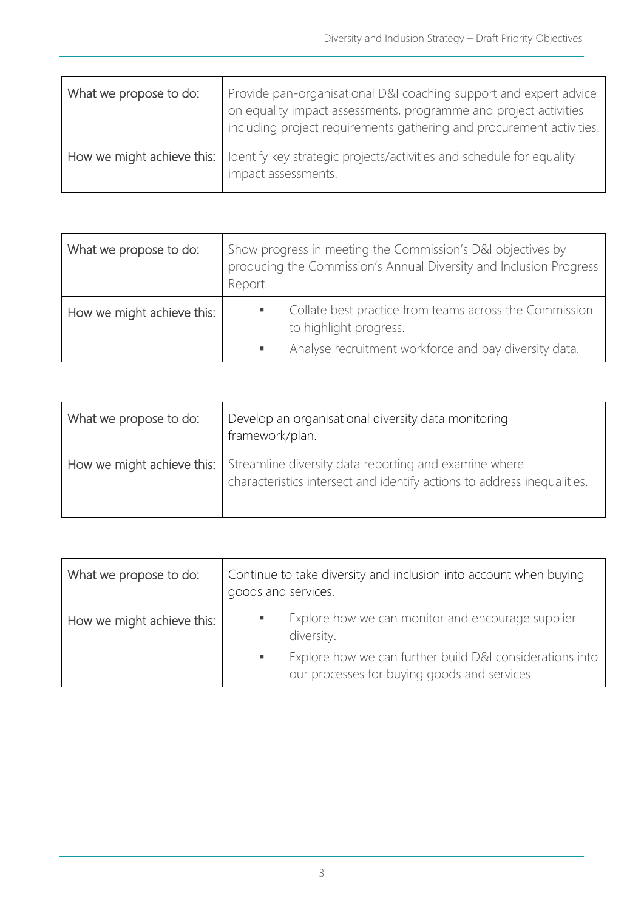| What we propose to do: | Provide pan-organisational D&I coaching support and expert advice on equality impact assessments, programme and project activities including project requirements gathering and procurement activities. |
|---|---|
| How we might achieve this: | Identify key strategic projects/activities and schedule for equality impact assessments. |

| What we propose to do: | Show progress in meeting the Commission's D&I objectives by producing the Commission's Annual Diversity and Inclusion Progress Report. |
|---|---|
| How we might achieve this: | ▪ Collate best practice from teams across the Commission to highlight progress.<br>▪ Analyse recruitment workforce and pay diversity data. |

| What we propose to do: | Develop an organisational diversity data monitoring framework/plan. |
|---|---|
| How we might achieve this: | Streamline diversity data reporting and examine where characteristics intersect and identify actions to address inequalities. |

| What we propose to do: | Continue to take diversity and inclusion into account when buying goods and services. |
|---|---|
| How we might achieve this: | ▪ Explore how we can monitor and encourage supplier diversity.<br>▪ Explore how we can further build D&I considerations into our processes for buying goods and services. |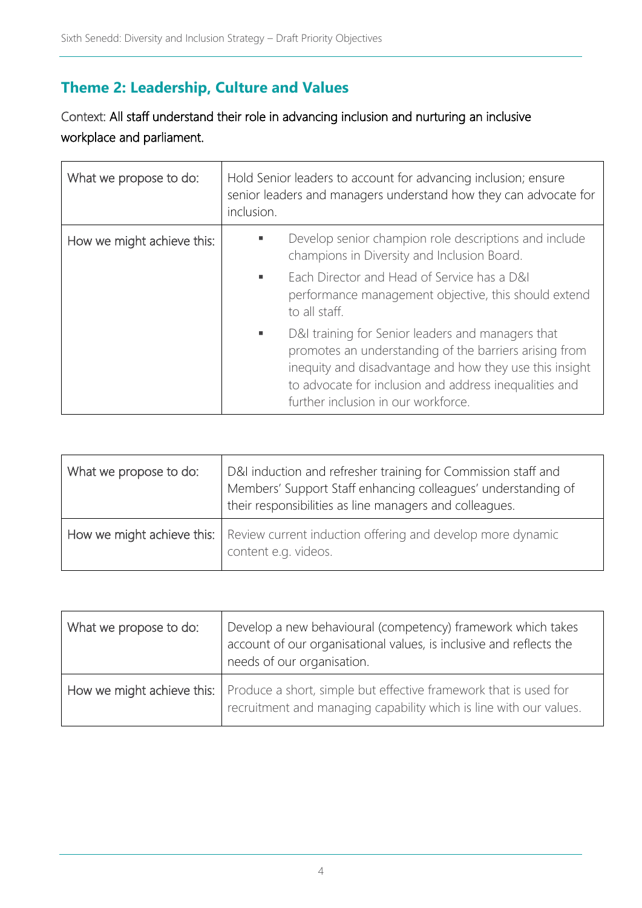## Theme 2: Leadership, Culture and Values

Context: All staff understand their role in advancing inclusion and nurturing an inclusive workplace and parliament.

| What we propose to do: | Hold Senior leaders to account for advancing inclusion; ensure senior leaders and managers understand how they can advocate for inclusion. |
|---|---|
| How we might achieve this: | ▪ Develop senior champion role descriptions and include champions in Diversity and Inclusion Board.<br>▪ Each Director and Head of Service has a D&I performance management objective, this should extend to all staff.<br>▪ D&I training for Senior leaders and managers that promotes an understanding of the barriers arising from inequity and disadvantage and how they use this insight to advocate for inclusion and address inequalities and further inclusion in our workforce. |

| What we propose to do: | D&I induction and refresher training for Commission staff and Members' Support Staff enhancing colleagues' understanding of their responsibilities as line managers and colleagues. |
|---|---|
| How we might achieve this: | Review current induction offering and develop more dynamic content e.g. videos. |

| What we propose to do: | Develop a new behavioural (competency) framework which takes account of our organisational values, is inclusive and reflects the needs of our organisation. |
|---|---|
| How we might achieve this: | Produce a short, simple but effective framework that is used for recruitment and managing capability which is line with our values. |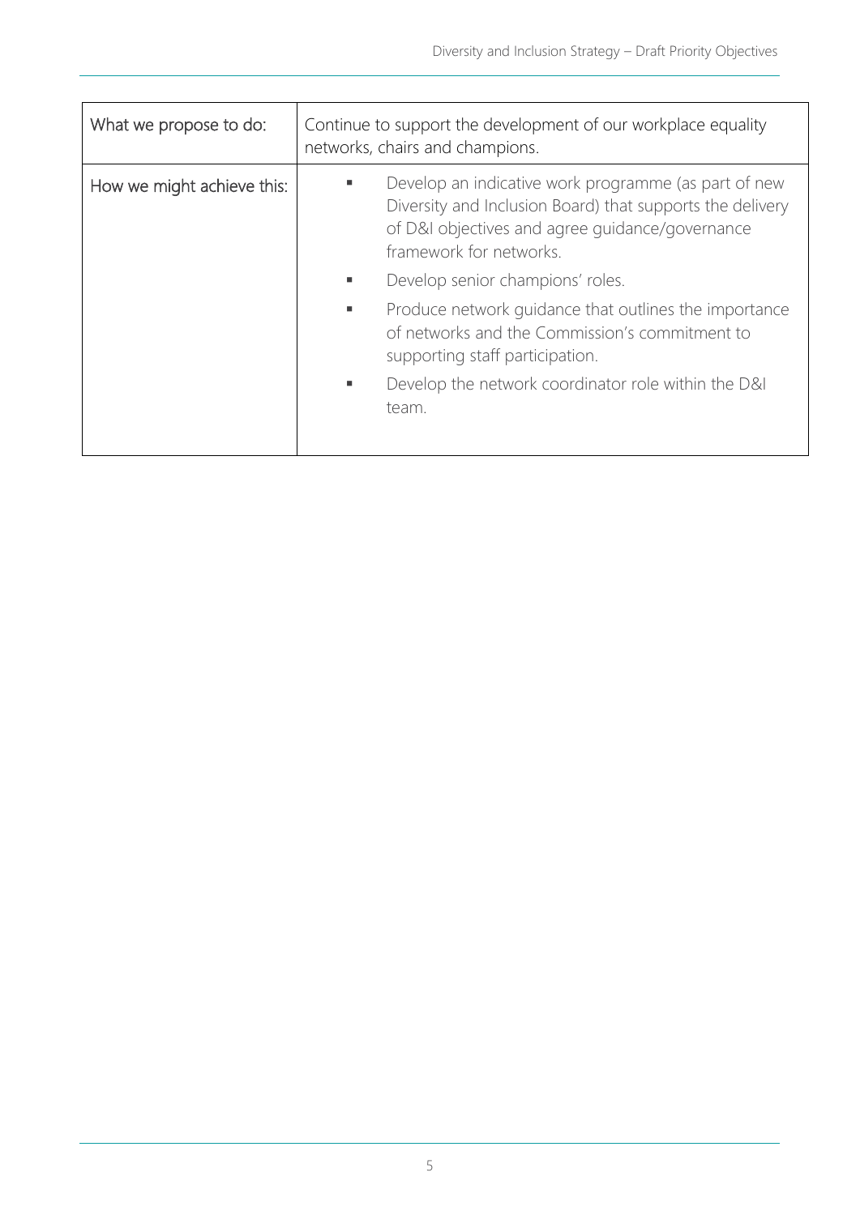| What we propose to do: | Continue to support the development of our workplace equality networks, chairs and champions. |
| --- | --- |
| How we might achieve this: | ▪ Develop an indicative work programme (as part of new Diversity and Inclusion Board) that supports the delivery of D&I objectives and agree guidance/governance framework for networks.<br>▪ Develop senior champions' roles.<br>▪ Produce network guidance that outlines the importance of networks and the Commission's commitment to supporting staff participation.<br>▪ Develop the network coordinator role within the D&I team. |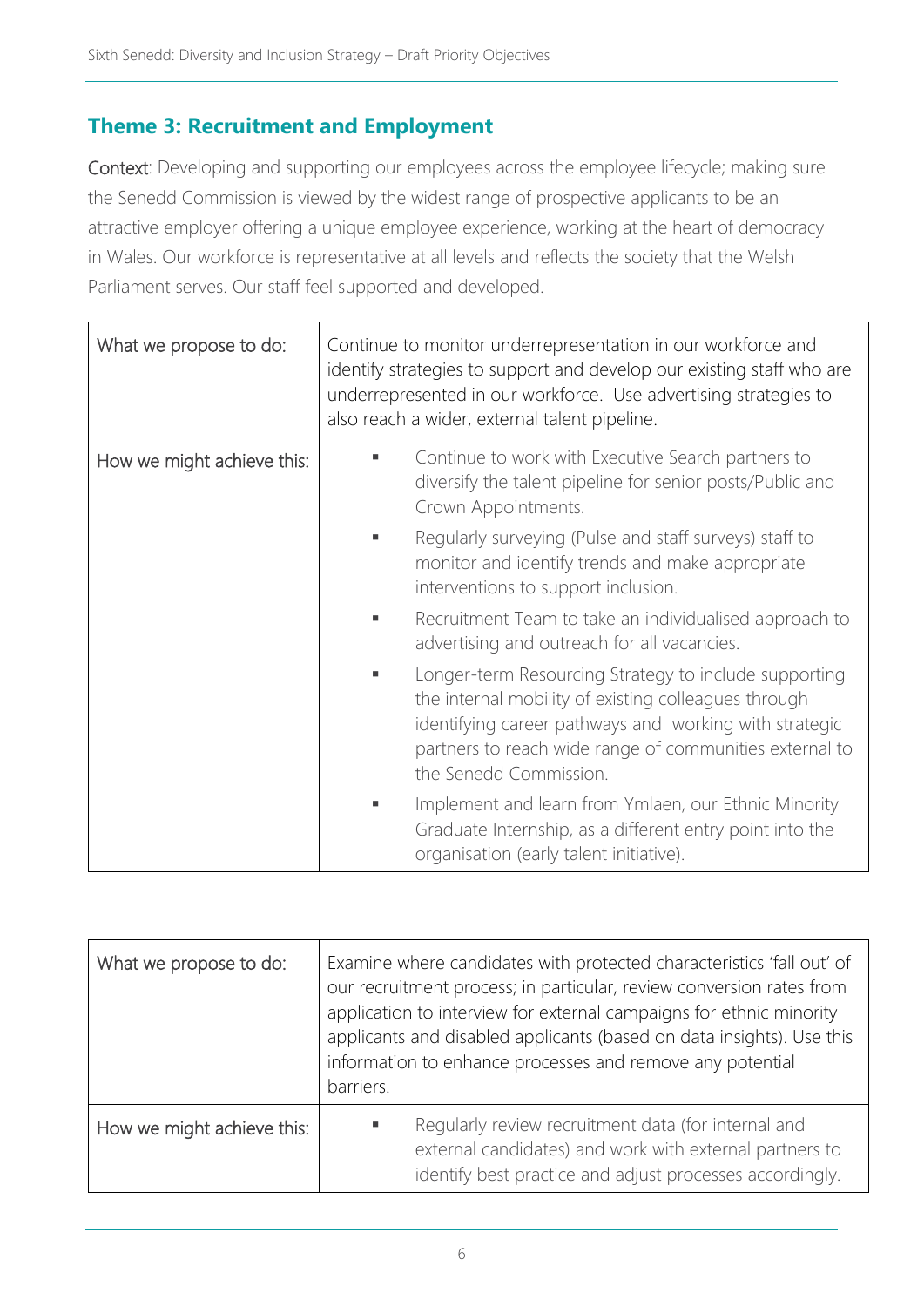## Theme 3: Recruitment and Employment

Context: Developing and supporting our employees across the employee lifecycle; making sure the Senedd Commission is viewed by the widest range of prospective applicants to be an attractive employer offering a unique employee experience, working at the heart of democracy in Wales. Our workforce is representative at all levels and reflects the society that the Welsh Parliament serves. Our staff feel supported and developed.

| What we propose to do: | Continue to monitor underrepresentation in our workforce and identify strategies to support and develop our existing staff who are underrepresented in our workforce. Use advertising strategies to also reach a wider, external talent pipeline. |
|---|---|
| How we might achieve this: | ▪ Continue to work with Executive Search partners to diversify the talent pipeline for senior posts/Public and Crown Appointments.<br>▪ Regularly surveying (Pulse and staff surveys) staff to monitor and identify trends and make appropriate interventions to support inclusion.<br>▪ Recruitment Team to take an individualised approach to advertising and outreach for all vacancies.<br>▪ Longer-term Resourcing Strategy to include supporting the internal mobility of existing colleagues through identifying career pathways and working with strategic partners to reach wide range of communities external to the Senedd Commission.<br>▪ Implement and learn from Ymlaen, our Ethnic Minority Graduate Internship, as a different entry point into the organisation (early talent initiative). |

| What we propose to do: | Examine where candidates with protected characteristics 'fall out' of our recruitment process; in particular, review conversion rates from application to interview for external campaigns for ethnic minority applicants and disabled applicants (based on data insights). Use this information to enhance processes and remove any potential barriers. |
|---|---|
| How we might achieve this: | ▪ Regularly review recruitment data (for internal and external candidates) and work with external partners to identify best practice and adjust processes accordingly. |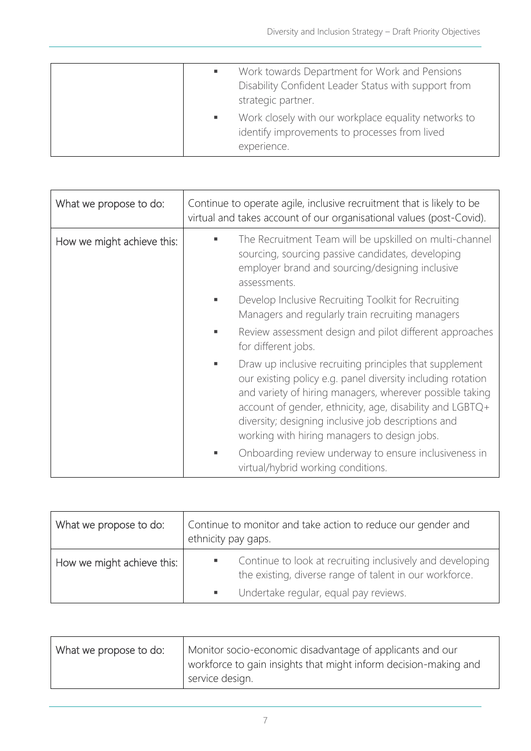| | |
|---|---|
| | <ul><li>Work towards Department for Work and Pensions Disability Confident Leader Status with support from strategic partner.</li><li>Work closely with our workplace equality networks to identify improvements to processes from lived experience.</li></ul> |

| What we propose to do: | Continue to operate agile, inclusive recruitment that is likely to be virtual and takes account of our organisational values (post-Covid). |
|---|---|
| How we might achieve this: | <ul><li>The Recruitment Team will be upskilled on multi-channel sourcing, sourcing passive candidates, developing employer brand and sourcing/designing inclusive assessments.</li><li>Develop Inclusive Recruiting Toolkit for Recruiting Managers and regularly train recruiting managers</li><li>Review assessment design and pilot different approaches for different jobs.</li><li>Draw up inclusive recruiting principles that supplement our existing policy e.g. panel diversity including rotation and variety of hiring managers, wherever possible taking account of gender, ethnicity, age, disability and LGBTQ+ diversity; designing inclusive job descriptions and working with hiring managers to design jobs.</li><li>Onboarding review underway to ensure inclusiveness in virtual/hybrid working conditions.</li></ul> |

| What we propose to do: | Continue to monitor and take action to reduce our gender and ethnicity pay gaps. |
|---|---|
| How we might achieve this: | <ul><li>Continue to look at recruiting inclusively and developing the existing, diverse range of talent in our workforce.</li><li>Undertake regular, equal pay reviews.</li></ul> |

| What we propose to do: | Monitor socio-economic disadvantage of applicants and our workforce to gain insights that might inform decision-making and service design. |
|---|---|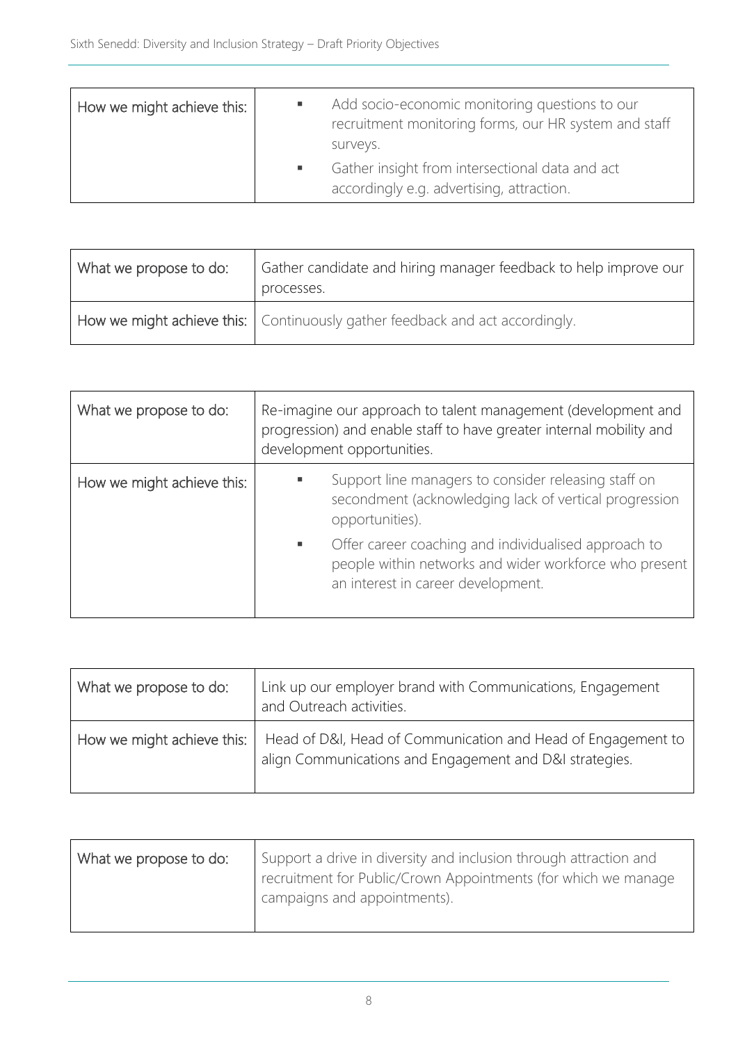| How we might achieve this: | ▪ Add socio-economic monitoring questions to our recruitment monitoring forms, our HR system and staff surveys.<br>▪ Gather insight from intersectional data and act accordingly e.g. advertising, attraction. |
|---|---|

| What we propose to do: | Gather candidate and hiring manager feedback to help improve our processes. |
|---|---|
| **How we might achieve this:** | Continuously gather feedback and act accordingly. |

| What we propose to do: | Re-imagine our approach to talent management (development and progression) and enable staff to have greater internal mobility and development opportunities. |
|---|---|
| How we might achieve this: | ▪ Support line managers to consider releasing staff on secondment (acknowledging lack of vertical progression opportunities).<br>▪ Offer career coaching and individualised approach to people within networks and wider workforce who present an interest in career development. |

| What we propose to do: | Link up our employer brand with Communications, Engagement and Outreach activities. |
|---|---|
| How we might achieve this: | Head of D&I, Head of Communication and Head of Engagement to align Communications and Engagement and D&I strategies. |

| What we propose to do: | Support a drive in diversity and inclusion through attraction and recruitment for Public/Crown Appointments (for which we manage campaigns and appointments). |
|---|---|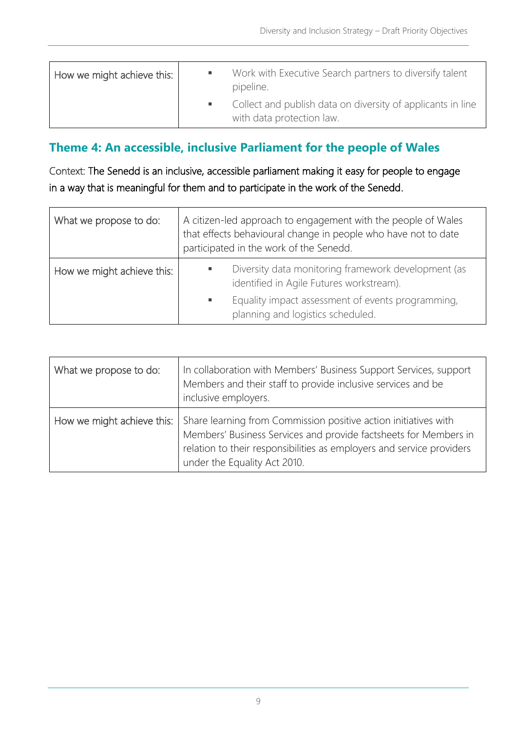| | |
|---|---|
| How we might achieve this: | ▪ Work with Executive Search partners to diversify talent pipeline.<br>▪ Collect and publish data on diversity of applicants in line with data protection law. |

## Theme 4: An accessible, inclusive Parliament for the people of Wales

Context: The Senedd is an inclusive, accessible parliament making it easy for people to engage in a way that is meaningful for them and to participate in the work of the Senedd.

| | |
|---|---|
| What we propose to do: | A citizen-led approach to engagement with the people of Wales that effects behavioural change in people who have not to date participated in the work of the Senedd. |
| How we might achieve this: | ▪ Diversity data monitoring framework development (as identified in Agile Futures workstream).<br>▪ Equality impact assessment of events programming, planning and logistics scheduled. |

| | |
|---|---|
| What we propose to do: | In collaboration with Members' Business Support Services, support Members and their staff to provide inclusive services and be inclusive employers. |
| How we might achieve this: | Share learning from Commission positive action initiatives with Members' Business Services and provide factsheets for Members in relation to their responsibilities as employers and service providers under the Equality Act 2010. |